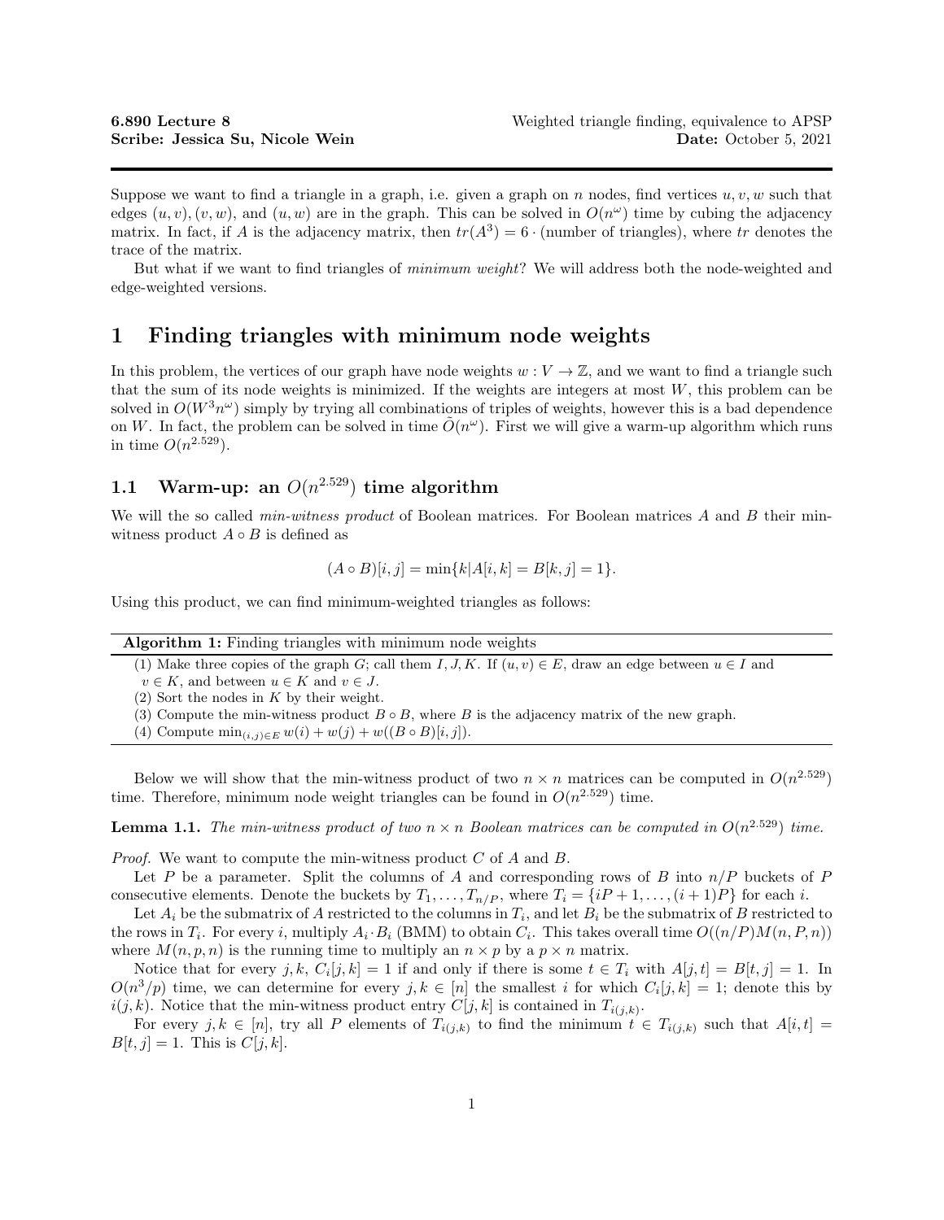**6.890 Lecture 8** Weighted triangle finding, equivalence to APSP
**Scribe: Jessica Su, Nicole Wein** **Date:** October 5, 2021

---

Suppose we want to find a triangle in a graph, i.e. given a graph on $n$ nodes, find vertices $u, v, w$ such that edges $(u, v), (v, w)$, and $(u, w)$ are in the graph. This can be solved in $O(n^{\omega})$ time by cubing the adjacency matrix. In fact, if $A$ is the adjacency matrix, then $tr(A^3) = 6 \cdot$ (number of triangles), where $tr$ denotes the trace of the matrix.

But what if we want to find triangles of *minimum weight*? We will address both the node-weighted and edge-weighted versions.

# 1 Finding triangles with minimum node weights

In this problem, the vertices of our graph have node weights $w : V \to \mathbb{Z}$, and we want to find a triangle such that the sum of its node weights is minimized. If the weights are integers at most $W$, this problem can be solved in $O(W^3 n^{\omega})$ simply by trying all combinations of triples of weights, however this is a bad dependence on $W$. In fact, the problem can be solved in time $\tilde{O}(n^{\omega})$. First we will give a warm-up algorithm which runs in time $O(n^{2.529})$.

## 1.1 Warm-up: an $O(n^{2.529})$ time algorithm

We will the so called *min-witness product* of Boolean matrices. For Boolean matrices $A$ and $B$ their min-witness product $A \circ B$ is defined as

$$(A \circ B)[i, j] = \min\{k | A[i, k] = B[k, j] = 1\}.$$

Using this product, we can find minimum-weighted triangles as follows:

**Algorithm 1:** Finding triangles with minimum node weights

(1) Make three copies of the graph $G$; call them $I, J, K$. If $(u, v) \in E$, draw an edge between $u \in I$ and $v \in K$, and between $u \in K$ and $v \in J$.
(2) Sort the nodes in $K$ by their weight.
(3) Compute the min-witness product $B \circ B$, where $B$ is the adjacency matrix of the new graph.
(4) Compute $\min_{(i,j) \in E} w(i) + w(j) + w((B \circ B)[i, j])$.

Below we will show that the min-witness product of two $n \times n$ matrices can be computed in $O(n^{2.529})$ time. Therefore, minimum node weight triangles can be found in $O(n^{2.529})$ time.

**Lemma 1.1.** *The min-witness product of two $n \times n$ Boolean matrices can be computed in $O(n^{2.529})$ time.*

*Proof.* We want to compute the min-witness product $C$ of $A$ and $B$.

Let $P$ be a parameter. Split the columns of $A$ and corresponding rows of $B$ into $n/P$ buckets of $P$ consecutive elements. Denote the buckets by $T_1, \ldots, T_{n/P}$, where $T_i = \{iP + 1, \ldots, (i + 1)P\}$ for each $i$.

Let $A_i$ be the submatrix of $A$ restricted to the columns in $T_i$, and let $B_i$ be the submatrix of $B$ restricted to the rows in $T_i$. For every $i$, multiply $A_i \cdot B_i$ (BMM) to obtain $C_i$. This takes overall time $O((n/P)M(n, P, n))$ where $M(n, p, n)$ is the running time to multiply an $n \times p$ by a $p \times n$ matrix.

Notice that for every $j, k$, $C_i[j, k] = 1$ if and only if there is some $t \in T_i$ with $A[j, t] = B[t, j] = 1$. In $O(n^3/p)$ time, we can determine for every $j, k \in [n]$ the smallest $i$ for which $C_i[j, k] = 1$; denote this by $i(j, k)$. Notice that the min-witness product entry $C[j, k]$ is contained in $T_{i(j,k)}$.

For every $j, k \in [n]$, try all $P$ elements of $T_{i(j,k)}$ to find the minimum $t \in T_{i(j,k)}$ such that $A[i, t] = B[t, j] = 1$. This is $C[j, k]$.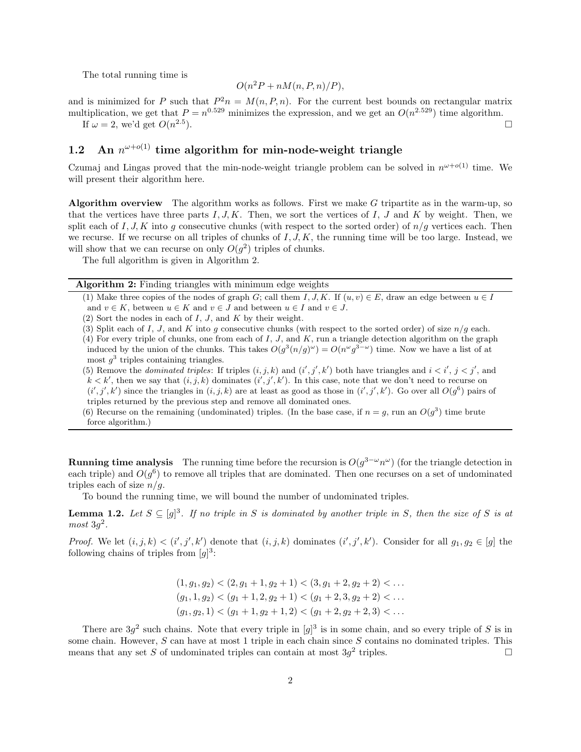The total running time is

$$O(n^2P + nM(n, P, n)/P),$$

and is minimized for $P$ such that $P^2n = M(n, P, n)$. For the current best bounds on rectangular matrix multiplication, we get that $P = n^{0.529}$ minimizes the expression, and we get an $O(n^{2.529})$ time algorithm.

If $\omega = 2$, we'd get $O(n^{2.5})$. □

## 1.2 An $n^{\omega+o(1)}$ time algorithm for min-node-weight triangle

Czumaj and Lingas proved that the min-node-weight triangle problem can be solved in $n^{\omega+o(1)}$ time. We will present their algorithm here.

**Algorithm overview** The algorithm works as follows. First we make $G$ tripartite as in the warm-up, so that the vertices have three parts $I, J, K$. Then, we sort the vertices of $I$, $J$ and $K$ by weight. Then, we split each of $I, J, K$ into $g$ consecutive chunks (with respect to the sorted order) of $n/g$ vertices each. Then we recurse. If we recurse on all triples of chunks of $I, J, K$, the running time will be too large. Instead, we will show that we can recurse on only $O(g^2)$ triples of chunks.

The full algorithm is given in Algorithm 2.

---

**Algorithm 2:** Finding triangles with minimum edge weights

---

(1) Make three copies of the nodes of graph $G$; call them $I, J, K$. If $(u, v) \in E$, draw an edge between $u \in I$ and $v \in K$, between $u \in K$ and $v \in J$ and between $u \in I$ and $v \in J$.

(2) Sort the nodes in each of $I$, $J$, and $K$ by their weight.

(3) Split each of $I$, $J$, and $K$ into $g$ consecutive chunks (with respect to the sorted order) of size $n/g$ each.

(4) For every triple of chunks, one from each of $I$, $J$, and $K$, run a triangle detection algorithm on the graph induced by the union of the chunks. This takes $O(g^3(n/g)^\omega) = O(n^\omega g^{3-\omega})$ time. Now we have a list of at most $g^3$ triples containing triangles.

(5) Remove the *dominated triples*: If triples $(i, j, k)$ and $(i', j', k')$ both have triangles and $i < i'$, $j < j'$, and $k < k'$, then we say that $(i, j, k)$ dominates $(i', j', k')$. In this case, note that we don't need to recurse on $(i', j', k')$ since the triangles in $(i, j, k)$ are at least as good as those in $(i', j', k')$. Go over all $O(g^6)$ pairs of triples returned by the previous step and remove all dominated ones.

(6) Recurse on the remaining (undominated) triples. (In the base case, if $n = g$, run an $O(g^3)$ time brute force algorithm.)

---

**Running time analysis** The running time before the recursion is $O(g^{3-\omega}n^\omega)$ (for the triangle detection in each triple) and $O(g^6)$ to remove all triples that are dominated. Then one recurses on a set of undominated triples each of size $n/g$.

To bound the running time, we will bound the number of undominated triples.

**Lemma 1.2.** *Let $S \subseteq [g]^3$. If no triple in $S$ is dominated by another triple in $S$, then the size of $S$ is at most $3g^2$.*

*Proof.* We let $(i, j, k) < (i', j', k')$ denote that $(i, j, k)$ dominates $(i', j', k')$. Consider for all $g_1, g_2 \in [g]$ the following chains of triples from $[g]^3$:

$$(1, g_1, g_2) < (2, g_1 + 1, g_2 + 1) < (3, g_1 + 2, g_2 + 2) < \ldots$$
$$(g_1, 1, g_2) < (g_1 + 1, 2, g_2 + 1) < (g_1 + 2, 3, g_2 + 2) < \ldots$$
$$(g_1, g_2, 1) < (g_1 + 1, g_2 + 1, 2) < (g_1 + 2, g_2 + 2, 3) < \ldots$$

There are $3g^2$ such chains. Note that every triple in $[g]^3$ is in some chain, and so every triple of $S$ is in some chain. However, $S$ can have at most 1 triple in each chain since $S$ contains no dominated triples. This means that any set $S$ of undominated triples can contain at most $3g^2$ triples. □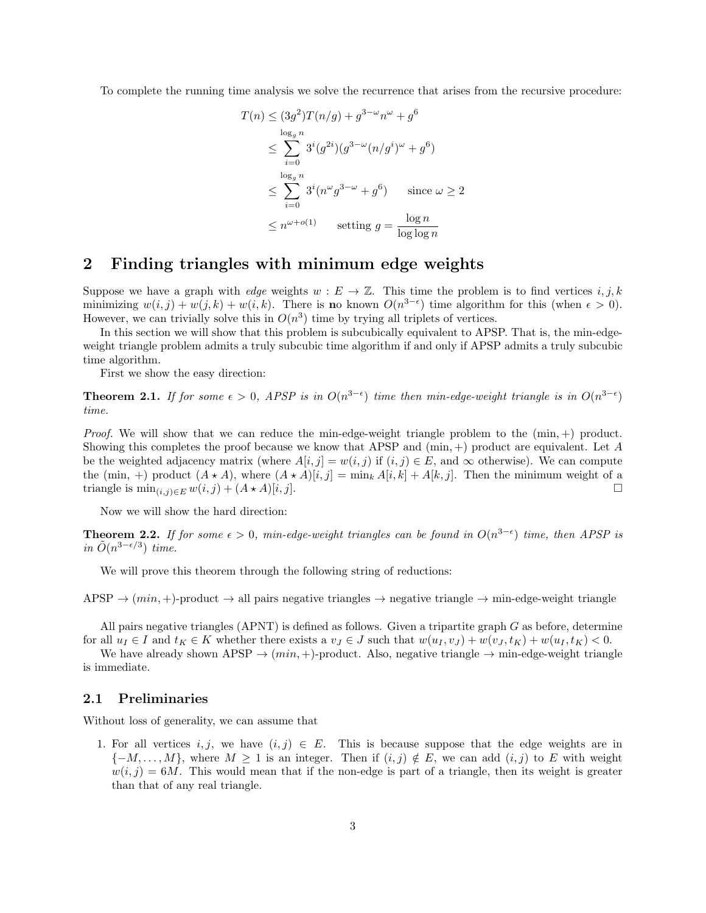To complete the running time analysis we solve the recurrence that arises from the recursive procedure:

$$
\begin{aligned}
T(n) &\leq (3g^2)T(n/g) + g^{3-\omega}n^{\omega} + g^6 \\
&\leq \sum_{i=0}^{\log_g n} 3^i(g^{2i})(g^{3-\omega}(n/g^i)^{\omega} + g^6) \\
&\leq \sum_{i=0}^{\log_g n} 3^i(n^{\omega}g^{3-\omega} + g^6) \qquad \text{since } \omega \geq 2 \\
&\leq n^{\omega+o(1)} \qquad \text{setting } g = \frac{\log n}{\log\log n}
\end{aligned}
$$

## 2 Finding triangles with minimum edge weights

Suppose we have a graph with *edge* weights $w : E \to \mathbb{Z}$. This time the problem is to find vertices $i, j, k$ minimizing $w(i, j) + w(j, k) + w(i, k)$. There is **n**o known $O(n^{3-\epsilon})$ time algorithm for this (when $\epsilon > 0$). However, we can trivially solve this in $O(n^3)$ time by trying all triplets of vertices.

In this section we will show that this problem is subcubically equivalent to APSP. That is, the min-edge-weight triangle problem admits a truly subcubic time algorithm if and only if APSP admits a truly subcubic time algorithm.

First we show the easy direction:

**Theorem 2.1.** *If for some $\epsilon > 0$, APSP is in $O(n^{3-\epsilon})$ time then min-edge-weight triangle is in $O(n^{3-\epsilon})$ time.*

*Proof.* We will show that we can reduce the min-edge-weight triangle problem to the (min, +) product. Showing this completes the proof because we know that APSP and (min, +) product are equivalent. Let $A$ be the weighted adjacency matrix (where $A[i, j] = w(i, j)$ if $(i, j) \in E$, and $\infty$ otherwise). We can compute the (min, +) product $(A \star A)$, where $(A \star A)[i, j] = \min_k A[i, k] + A[k, j]$. Then the minimum weight of a triangle is $\min_{(i,j)\in E} w(i, j) + (A \star A)[i, j]$. □

Now we will show the hard direction:

**Theorem 2.2.** *If for some $\epsilon > 0$, min-edge-weight triangles can be found in $O(n^{3-\epsilon})$ time, then APSP is in $\tilde{O}(n^{3-\epsilon/3})$ time.*

We will prove this theorem through the following string of reductions:

APSP $\to$ $(min, +)$-product $\to$ all pairs negative triangles $\to$ negative triangle $\to$ min-edge-weight triangle

All pairs negative triangles (APNT) is defined as follows. Given a tripartite graph $G$ as before, determine for all $u_I \in I$ and $t_K \in K$ whether there exists a $v_J \in J$ such that $w(u_I, v_J) + w(v_J, t_K) + w(u_I, t_K) < 0$.

We have already shown APSP $\to$ $(min, +)$-product. Also, negative triangle $\to$ min-edge-weight triangle is immediate.

### 2.1 Preliminaries

Without loss of generality, we can assume that

1. For all vertices $i, j$, we have $(i, j) \in E$. This is because suppose that the edge weights are in $\{-M, \ldots, M\}$, where $M \geq 1$ is an integer. Then if $(i, j) \notin E$, we can add $(i, j)$ to $E$ with weight $w(i, j) = 6M$. This would mean that if the non-edge is part of a triangle, then its weight is greater than that of any real triangle.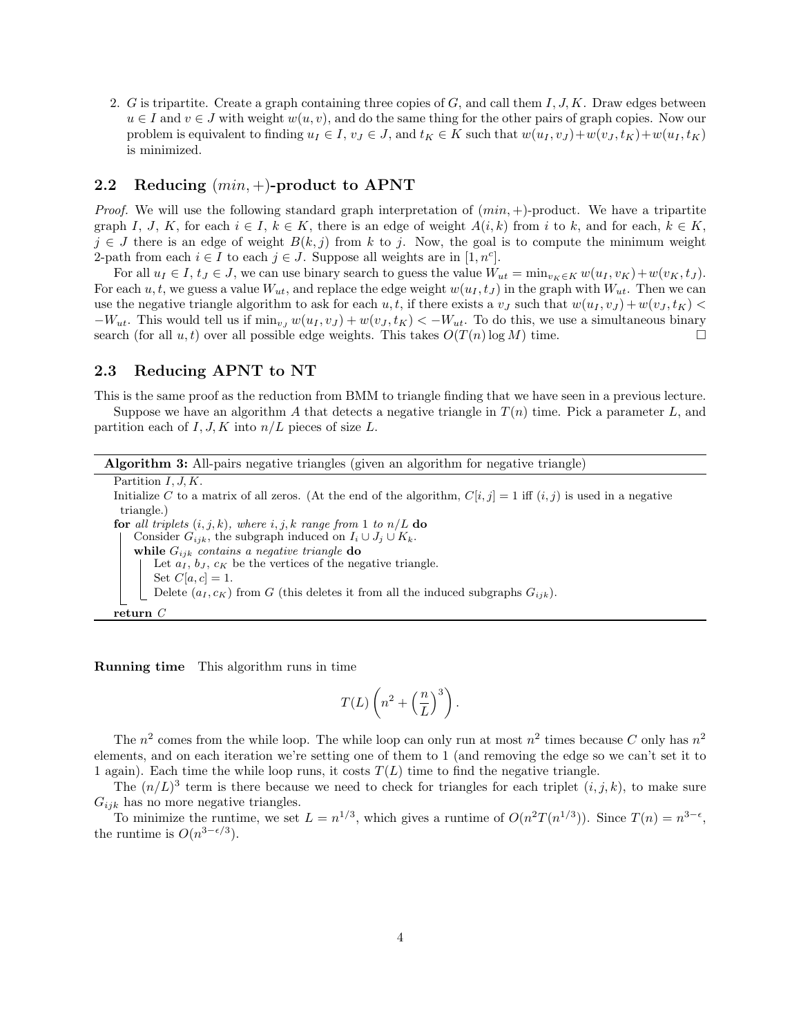2. $G$ is tripartite. Create a graph containing three copies of $G$, and call them $I, J, K$. Draw edges between $u \in I$ and $v \in J$ with weight $w(u, v)$, and do the same thing for the other pairs of graph copies. Now our problem is equivalent to finding $u_I \in I$, $v_J \in J$, and $t_K \in K$ such that $w(u_I, v_J) + w(v_J, t_K) + w(u_I, t_K)$ is minimized.

## 2.2 Reducing $(min, +)$-product to APNT

*Proof.* We will use the following standard graph interpretation of $(min, +)$-product. We have a tripartite graph $I$, $J$, $K$, for each $i \in I$, $k \in K$, there is an edge of weight $A(i, k)$ from $i$ to $k$, and for each, $k \in K$, $j \in J$ there is an edge of weight $B(k, j)$ from $k$ to $j$. Now, the goal is to compute the minimum weight 2-path from each $i \in I$ to each $j \in J$. Suppose all weights are in $[1, n^c]$.

For all $u_I \in I$, $t_J \in J$, we can use binary search to guess the value $W_{ut} = \min_{v_K \in K} w(u_I, v_K) + w(v_K, t_J)$. For each $u, t$, we guess a value $W_{ut}$, and replace the edge weight $w(u_I, t_J)$ in the graph with $W_{ut}$. Then we can use the negative triangle algorithm to ask for each $u, t$, if there exists a $v_J$ such that $w(u_I, v_J) + w(v_J, t_K) < -W_{ut}$. This would tell us if $\min_{v_J} w(u_I, v_J) + w(v_J, t_K) < -W_{ut}$. To do this, we use a simultaneous binary search (for all $u, t$) over all possible edge weights. This takes $O(T(n) \log M)$ time. □

## 2.3 Reducing APNT to NT

This is the same proof as the reduction from BMM to triangle finding that we have seen in a previous lecture.

Suppose we have an algorithm $A$ that detects a negative triangle in $T(n)$ time. Pick a parameter $L$, and partition each of $I, J, K$ into $n/L$ pieces of size $L$.

**Algorithm 3:** All-pairs negative triangles (given an algorithm for negative triangle)

```
Partition I, J, K.
Initialize C to a matrix of all zeros. (At the end of the algorithm, C[i, j] = 1 iff (i, j) is used in a negative
  triangle.)
for all triplets (i, j, k), where i, j, k range from 1 to n/L do
    Consider G_ijk, the subgraph induced on I_i ∪ J_j ∪ K_k.
    while G_ijk contains a negative triangle do
        Let a_I, b_J, c_K be the vertices of the negative triangle.
        Set C[a, c] = 1.
        Delete (a_I, c_K) from G (this deletes it from all the induced subgraphs G_ijk).
return C
```

**Running time** This algorithm runs in time

$$T(L)\left(n^2 + \left(\frac{n}{L}\right)^3\right).$$

The $n^2$ comes from the while loop. The while loop can only run at most $n^2$ times because $C$ only has $n^2$ elements, and on each iteration we're setting one of them to 1 (and removing the edge so we can't set it to 1 again). Each time the while loop runs, it costs $T(L)$ time to find the negative triangle.

The $(n/L)^3$ term is there because we need to check for triangles for each triplet $(i, j, k)$, to make sure $G_{ijk}$ has no more negative triangles.

To minimize the runtime, we set $L = n^{1/3}$, which gives a runtime of $O(n^2 T(n^{1/3}))$. Since $T(n) = n^{3-\epsilon}$, the runtime is $O(n^{3-\epsilon/3})$.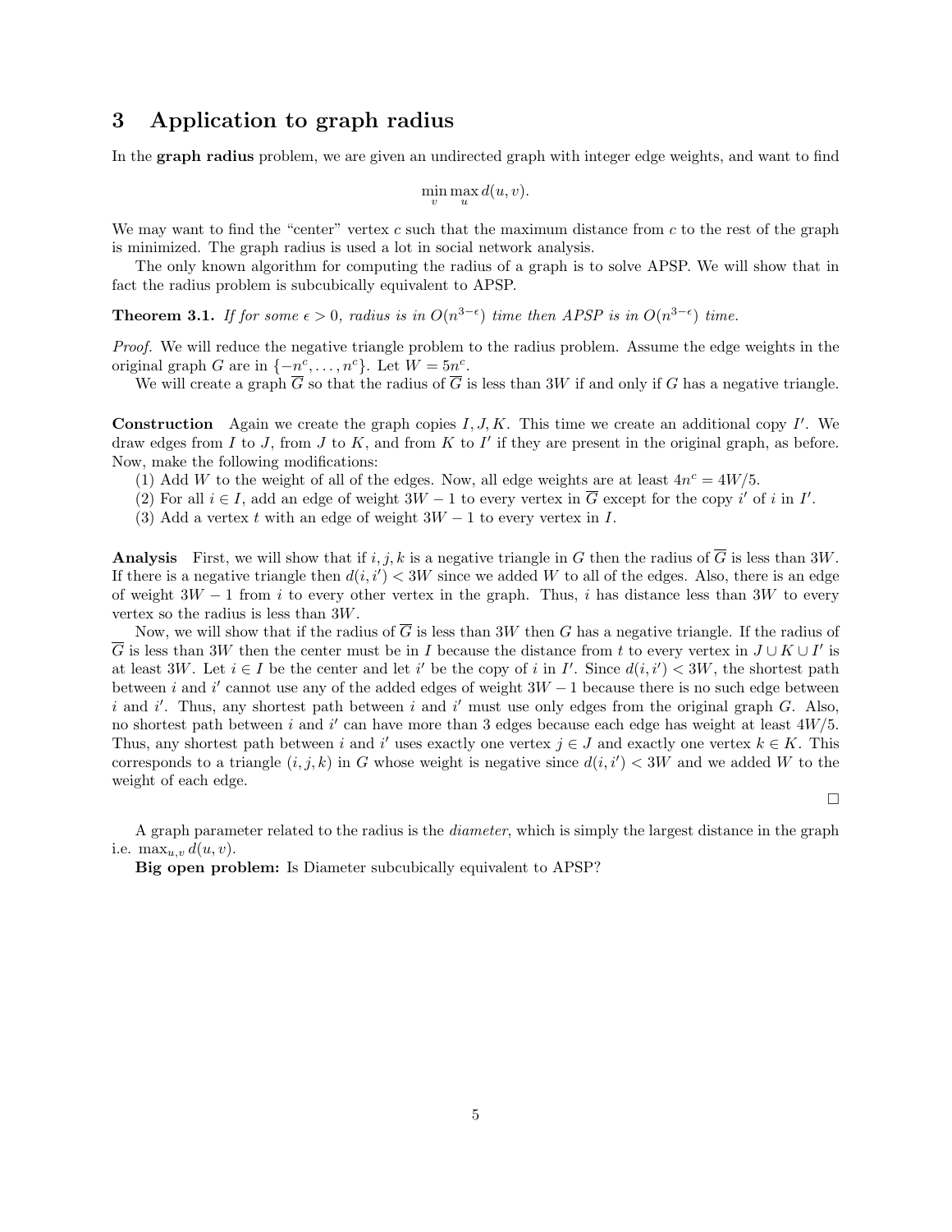## 3 Application to graph radius

In the **graph radius** problem, we are given an undirected graph with integer edge weights, and want to find

$$\min_v \max_u d(u, v).$$

We may want to find the "center" vertex $c$ such that the maximum distance from $c$ to the rest of the graph is minimized. The graph radius is used a lot in social network analysis.

The only known algorithm for computing the radius of a graph is to solve APSP. We will show that in fact the radius problem is subcubically equivalent to APSP.

**Theorem 3.1.** *If for some $\epsilon > 0$, radius is in $O(n^{3-\epsilon})$ time then APSP is in $O(n^{3-\epsilon})$ time.*

*Proof.* We will reduce the negative triangle problem to the radius problem. Assume the edge weights in the original graph $G$ are in $\{-n^c, \ldots, n^c\}$. Let $W = 5n^c$.

We will create a graph $\overline{G}$ so that the radius of $\overline{G}$ is less than $3W$ if and only if $G$ has a negative triangle.

**Construction** Again we create the graph copies $I, J, K$. This time we create an additional copy $I'$. We draw edges from $I$ to $J$, from $J$ to $K$, and from $K$ to $I'$ if they are present in the original graph, as before. Now, make the following modifications:

(1) Add $W$ to the weight of all of the edges. Now, all edge weights are at least $4n^c = 4W/5$.

(2) For all $i \in I$, add an edge of weight $3W - 1$ to every vertex in $\overline{G}$ except for the copy $i'$ of $i$ in $I'$.

(3) Add a vertex $t$ with an edge of weight $3W - 1$ to every vertex in $I$.

**Analysis** First, we will show that if $i, j, k$ is a negative triangle in $G$ then the radius of $\overline{G}$ is less than $3W$. If there is a negative triangle then $d(i, i') < 3W$ since we added $W$ to all of the edges. Also, there is an edge of weight $3W - 1$ from $i$ to every other vertex in the graph. Thus, $i$ has distance less than $3W$ to every vertex so the radius is less than $3W$.

Now, we will show that if the radius of $\overline{G}$ is less than $3W$ then $G$ has a negative triangle. If the radius of $\overline{G}$ is less than $3W$ then the center must be in $I$ because the distance from $t$ to every vertex in $J \cup K \cup I'$ is at least $3W$. Let $i \in I$ be the center and let $i'$ be the copy of $i$ in $I'$. Since $d(i, i') < 3W$, the shortest path between $i$ and $i'$ cannot use any of the added edges of weight $3W - 1$ because there is no such edge between $i$ and $i'$. Thus, any shortest path between $i$ and $i'$ must use only edges from the original graph $G$. Also, no shortest path between $i$ and $i'$ can have more than 3 edges because each edge has weight at least $4W/5$. Thus, any shortest path between $i$ and $i'$ uses exactly one vertex $j \in J$ and exactly one vertex $k \in K$. This corresponds to a triangle $(i, j, k)$ in $G$ whose weight is negative since $d(i, i') < 3W$ and we added $W$ to the weight of each edge.

□

A graph parameter related to the radius is the *diameter*, which is simply the largest distance in the graph i.e. $\max_{u,v} d(u, v)$.

**Big open problem:** Is Diameter subcubically equivalent to APSP?